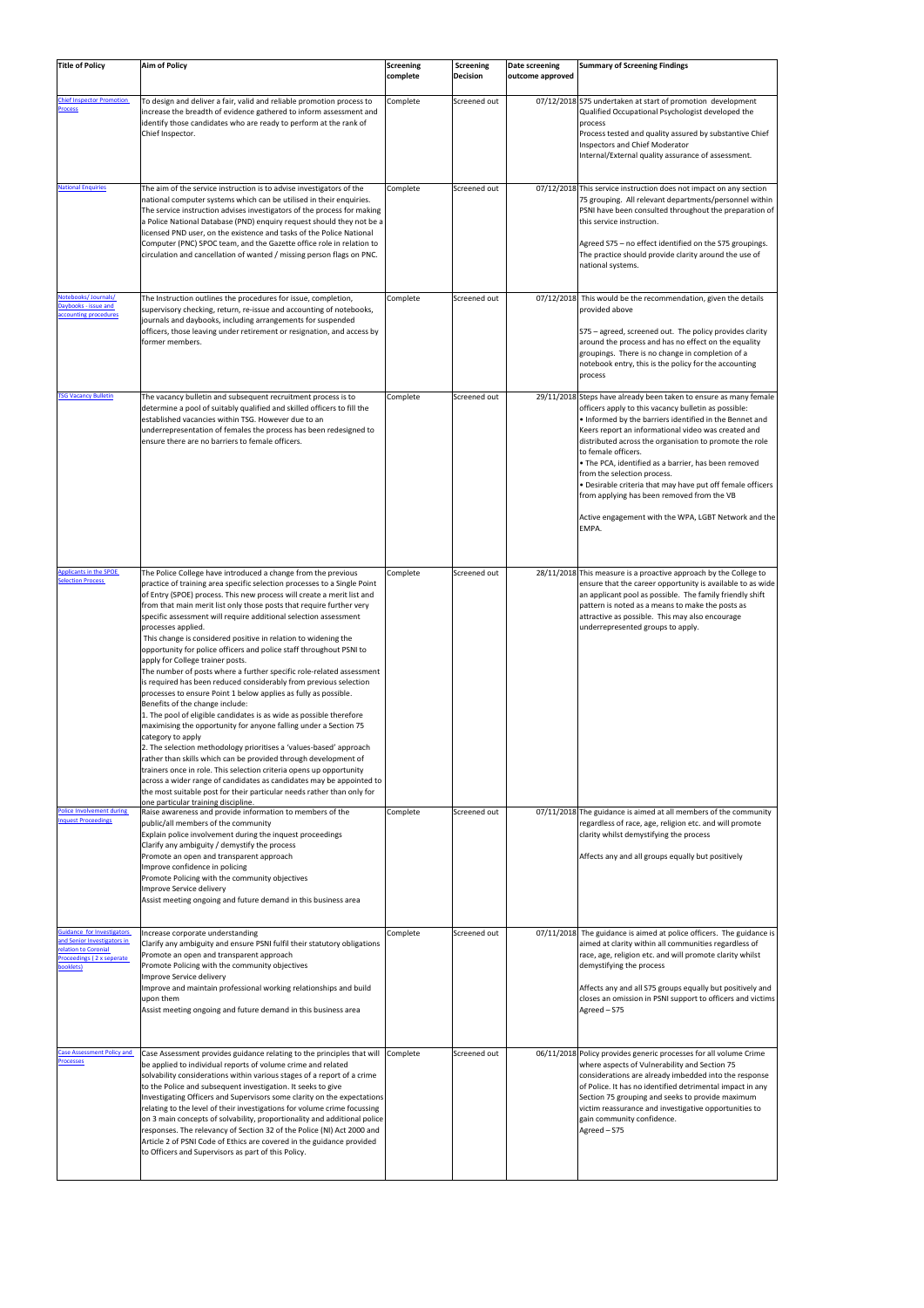| Title of Policy | Aim of Policy | Screening complete | Screening Decision | Date screening outcome approved | Summary of Screening Findings |
|---|---|---|---|---|---|
| Chief Inspector Promotion Process | To design and deliver a fair, valid and reliable promotion process to increase the breadth of evidence gathered to inform assessment and identify those candidates who are ready to perform at the rank of Chief Inspector. | Complete | Screened out | 07/12/2018 | S75 undertaken at start of promotion development<br>Qualified Occupational Psychologist developed the process<br>Process tested and quality assured by substantive Chief Inspectors and Chief Moderator<br>Internal/External quality assurance of assessment. |
| National Enquiries | The aim of the service instruction is to advise investigators of the national computer systems which can be utilised in their enquiries. The service instruction advises investigators of the process for making a Police National Database (PND) enquiry request should they not be a licensed PND user, on the existence and tasks of the Police National Computer (PNC) SPOC team, and the Gazette office role in relation to circulation and cancellation of wanted / missing person flags on PNC. | Complete | Screened out | 07/12/2018 | This service instruction does not impact on any section 75 grouping. All relevant departments/personnel within PSNI have been consulted throughout the preparation of this service instruction.<br><br>Agreed S75 – no effect identified on the S75 groupings. The practice should provide clarity around the use of national systems. |
| Notebooks/ Journals/ Daybooks - issue and accounting procedures | The Instruction outlines the procedures for issue, completion, supervisory checking, return, re-issue and accounting of notebooks, journals and daybooks, including arrangements for suspended officers, those leaving under retirement or resignation, and access by former members. | Complete | Screened out | 07/12/2018 | This would be the recommendation, given the details provided above<br><br>S75 – agreed, screened out. The policy provides clarity around the process and has no effect on the equality groupings. There is no change in completion of a notebook entry, this is the policy for the accounting process |
| TSG Vacancy Bulletin | The vacancy bulletin and subsequent recruitment process is to determine a pool of suitably qualified and skilled officers to fill the established vacancies within TSG. However due to an underrepresentation of females the process has been redesigned to ensure there are no barriers to female officers. | Complete | Screened out | 29/11/2018 | Steps have already been taken to ensure as many female officers apply to this vacancy bulletin as possible:<br>• Informed by the barriers identified in the Bennet and Keers report an informational video was created and distributed across the organisation to promote the role to female officers.<br>• The PCA, identified as a barrier, has been removed from the selection process.<br>• Desirable criteria that may have put off female officers from applying has been removed from the VB<br><br>Active engagement with the WPA, LGBT Network and the EMPA. |
| Applicants in the SPOE Selection Process | The Police College have introduced a change from the previous practice of training area specific selection processes to a Single Point of Entry (SPOE) process. This new process will create a merit list and from that main merit list only those posts that require further very specific assessment will require additional selection assessment processes applied.<br>This change is considered positive in relation to widening the opportunity for police officers and police staff throughout PSNI to apply for College trainer posts.<br>The number of posts where a further specific role-related assessment is required has been reduced considerably from previous selection processes to ensure Point 1 below applies as fully as possible.<br>Benefits of the change include:<br>1. The pool of eligible candidates is as wide as possible therefore maximising the opportunity for anyone falling under a Section 75 category to apply<br>2. The selection methodology prioritises a 'values-based' approach rather than skills which can be provided through development of trainers once in role. This selection criteria opens up opportunity across a wider range of candidates as candidates may be appointed to the most suitable post for their particular needs rather than only for one particular training discipline. | Complete | Screened out | 28/11/2018 | This measure is a proactive approach by the College to ensure that the career opportunity is available to as wide an applicant pool as possible. The family friendly shift pattern is noted as a means to make the posts as attractive as possible. This may also encourage underrepresented groups to apply. |
| Police Involvement during Inquest Proceedings | Raise awareness and provide information to members of the public/all members of the community<br>Explain police involvement during the inquest proceedings<br>Clarify any ambiguity / demystify the process<br>Promote an open and transparent approach<br>Improve confidence in policing<br>Promote Policing with the community objectives<br>Improve Service delivery<br>Assist meeting ongoing and future demand in this business area | Complete | Screened out | 07/11/2018 | The guidance is aimed at all members of the community regardless of race, age, religion etc. and will promote clarity whilst demystifying the process<br><br>Affects any and all groups equally but positively |
| Guidance for Investigators and Senior Investigators in relation to Coronial Proceedings (2 x seperate booklets) | Increase corporate understanding<br>Clarify any ambiguity and ensure PSNI fulfil their statutory obligations<br>Promote an open and transparent approach<br>Promote Policing with the community objectives<br>Improve Service delivery<br>Improve and maintain professional working relationships and build upon them<br>Assist meeting ongoing and future demand in this business area | Complete | Screened out | 07/11/2018 | The guidance is aimed at police officers. The guidance is aimed at clarity within all communities regardless of race, age, religion etc. and will promote clarity whilst demystifying the process<br><br>Affects any and all S75 groups equally but positively and closes an omission in PSNI support to officers and victims<br>Agreed – S75 |
| Case Assessment Policy and Processes | Case Assessment provides guidance relating to the principles that will be applied to individual reports of volume crime and related solvability considerations within various stages of a report of a crime to the Police and subsequent investigation. It seeks to give Investigating Officers and Supervisors some clarity on the expectations relating to the level of their investigations for volume crime focussing on 3 main concepts of solvability, proportionality and additional police responses. The relevancy of Section 32 of the Police (NI) Act 2000 and Article 2 of PSNI Code of Ethics are covered in the guidance provided to Officers and Supervisors as part of this Policy. | Complete | Screened out | 06/11/2018 | Policy provides generic processes for all volume Crime where aspects of Vulnerability and Section 75 considerations are already imbedded into the response of Police. It has no identified detrimental impact in any Section 75 grouping and seeks to provide maximum victim reassurance and investigative opportunities to gain community confidence.<br>Agreed – S75 |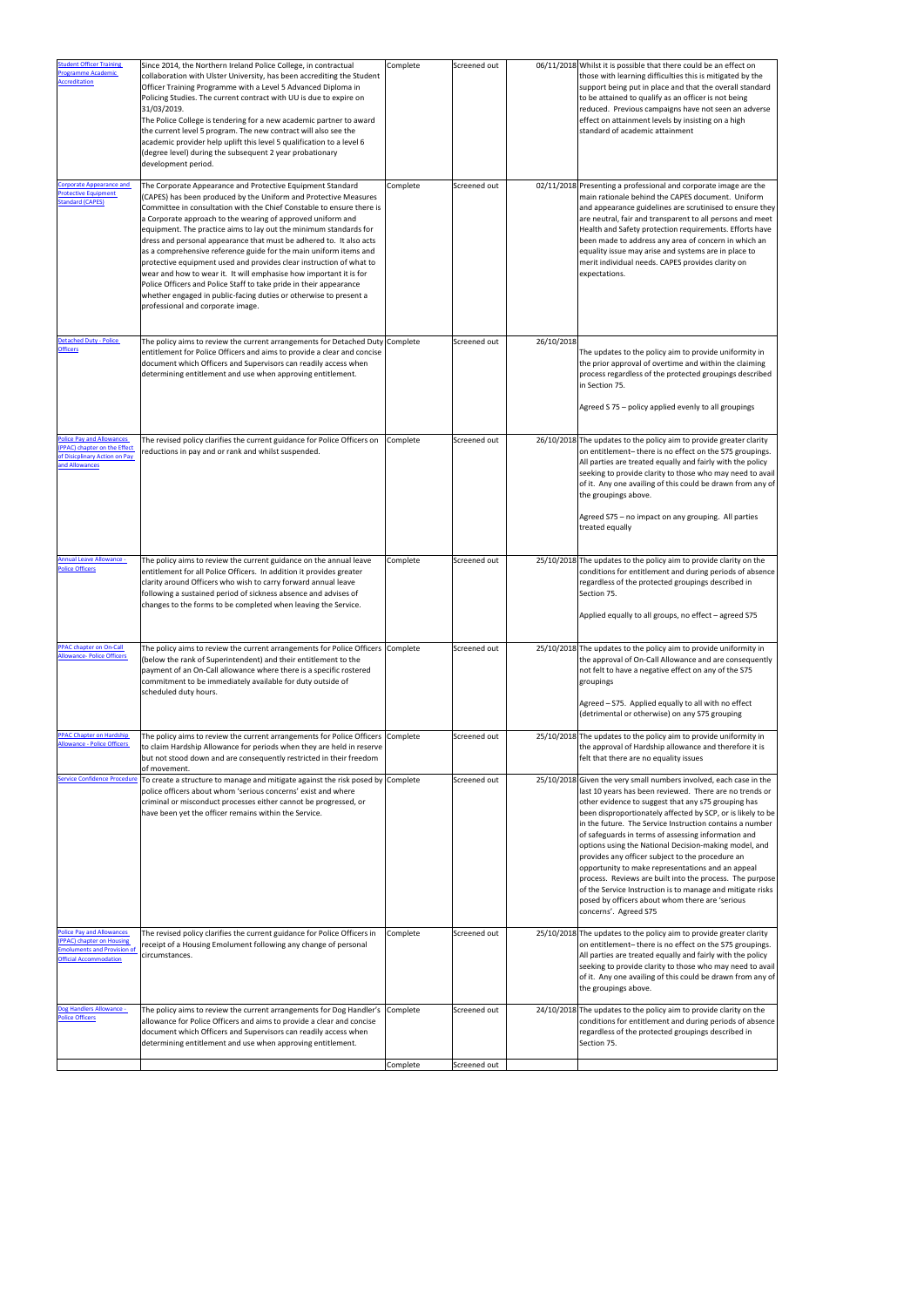| | | | | | |
|---|---|---|---|---|---|
| Student Officer Training Programme Academic Accreditation | Since 2014, the Northern Ireland Police College, in contractual collaboration with Ulster University, has been accrediting the Student Officer Training Programme with a Level 5 Advanced Diploma in Policing Studies. The current contract with UU is due to expire on 31/03/2019.<br>The Police College is tendering for a new academic partner to award the current level 5 program. The new contract will also see the academic provider help uplift this level 5 qualification to a level 6 (degree level) during the subsequent 2 year probationary development period. | Complete | Screened out | 06/11/2018 | Whilst it is possible that there could be an effect on those with learning difficulties this is mitigated by the support being put in place and that the overall standard to be attained to qualify as an officer is not being reduced. Previous campaigns have not seen an adverse effect on attainment levels by insisting on a high standard of academic attainment |
| Corporate Appearance and Protective Equipment Standard (CAPES) | The Corporate Appearance and Protective Equipment Standard (CAPES) has been produced by the Uniform and Protective Measures Committee in consultation with the Chief Constable to ensure there is a Corporate approach to the wearing of approved uniform and equipment. The practice aims to lay out the minimum standards for dress and personal appearance that must be adhered to. It also acts as a comprehensive reference guide for the main uniform items and protective equipment used and provides clear instruction of what to wear and how to wear it. It will emphasise how important it is for Police Officers and Police Staff to take pride in their appearance whether engaged in public-facing duties or otherwise to present a professional and corporate image. | Complete | Screened out | 02/11/2018 | Presenting a professional and corporate image are the main rationale behind the CAPES document. Uniform and appearance guidelines are scrutinised to ensure they are neutral, fair and transparent to all persons and meet Health and Safety protection requirements. Efforts have been made to address any area of concern in which an equality issue may arise and systems are in place to merit individual needs. CAPES provides clarity on expectations. |
| Detached Duty - Police Officers | The policy aims to review the current arrangements for Detached Duty entitlement for Police Officers and aims to provide a clear and concise document which Officers and Supervisors can readily access when determining entitlement and use when approving entitlement. | Complete | Screened out | 26/10/2018 | The updates to the policy aim to provide uniformity in the prior approval of overtime and within the claiming process regardless of the protected groupings described in Section 75.<br><br>Agreed S 75 – policy applied evenly to all groupings |
| Police Pay and Allowances (PPAC) chapter on the Effect of Disicplinary Action on Pay and Allowances | The revised policy clarifies the current guidance for Police Officers on reductions in pay and or rank and whilst suspended. | Complete | Screened out | 26/10/2018 | The updates to the policy aim to provide greater clarity on entitlement– there is no effect on the S75 groupings. All parties are treated equally and fairly with the policy seeking to provide clarity to those who may need to avail of it. Any one availing of this could be drawn from any of the groupings above.<br><br>Agreed S75 – no impact on any grouping. All parties treated equally |
| Annual Leave Allowance - Police Officers | The policy aims to review the current guidance on the annual leave entitlement for all Police Officers. In addition it provides greater clarity around Officers who wish to carry forward annual leave following a sustained period of sickness absence and advises of changes to the forms to be completed when leaving the Service. | Complete | Screened out | 25/10/2018 | The updates to the policy aim to provide clarity on the conditions for entitlement and during periods of absence regardless of the protected groupings described in Section 75.<br><br>Applied equally to all groups, no effect – agreed S75 |
| PPAC chapter on On-Call Allowance- Police Officers | The policy aims to review the current arrangements for Police Officers (below the rank of Superintendent) and their entitlement to the payment of an On-Call allowance where there is a specific rostered commitment to be immediately available for duty outside of scheduled duty hours. | Complete | Screened out | 25/10/2018 | The updates to the policy aim to provide uniformity in the approval of On-Call Allowance and are consequently not felt to have a negative effect on any of the S75 groupings<br><br>Agreed – S75. Applied equally to all with no effect (detrimental or otherwise) on any S75 grouping |
| PPAC Chapter on Hardship Allowance - Police Officers | The policy aims to review the current arrangements for Police Officers to claim Hardship Allowance for periods when they are held in reserve but not stood down and are consequently restricted in their freedom of movement. | Complete | Screened out | 25/10/2018 | The updates to the policy aim to provide uniformity in the approval of Hardship allowance and therefore it is felt that there are no equality issues |
| Service Confidence Procedure | To create a structure to manage and mitigate against the risk posed by police officers about whom 'serious concerns' exist and where criminal or misconduct processes either cannot be progressed, or have been yet the officer remains within the Service. | Complete | Screened out | 25/10/2018 | Given the very small numbers involved, each case in the last 10 years has been reviewed. There are no trends or other evidence to suggest that any s75 grouping has been disproportionately affected by SCP, or is likely to be in the future. The Service Instruction contains a number of safeguards in terms of assessing information and options using the National Decision-making model, and provides any officer subject to the procedure an opportunity to make representations and an appeal process. Reviews are built into the process. The purpose of the Service Instruction is to manage and mitigate risks posed by officers about whom there are 'serious concerns'. Agreed S75 |
| Police Pay and Allowances (PPAC) chapter on Housing Emoluments and Provision of Official Accommodation | The revised policy clarifies the current guidance for Police Officers in receipt of a Housing Emolument following any change of personal circumstances. | Complete | Screened out | 25/10/2018 | The updates to the policy aim to provide greater clarity on entitlement– there is no effect on the S75 groupings. All parties are treated equally and fairly with the policy seeking to provide clarity to those who may need to avail of it. Any one availing of this could be drawn from any of the groupings above. |
| Dog Handlers Allowance - Police Officers | The policy aims to review the current arrangements for Dog Handler's allowance for Police Officers and aims to provide a clear and concise document which Officers and Supervisors can readily access when determining entitlement and use when approving entitlement. | Complete | Screened out | 24/10/2018 | The updates to the policy aim to provide clarity on the conditions for entitlement and during periods of absence regardless of the protected groupings described in Section 75. |
| | | Complete | Screened out | | |